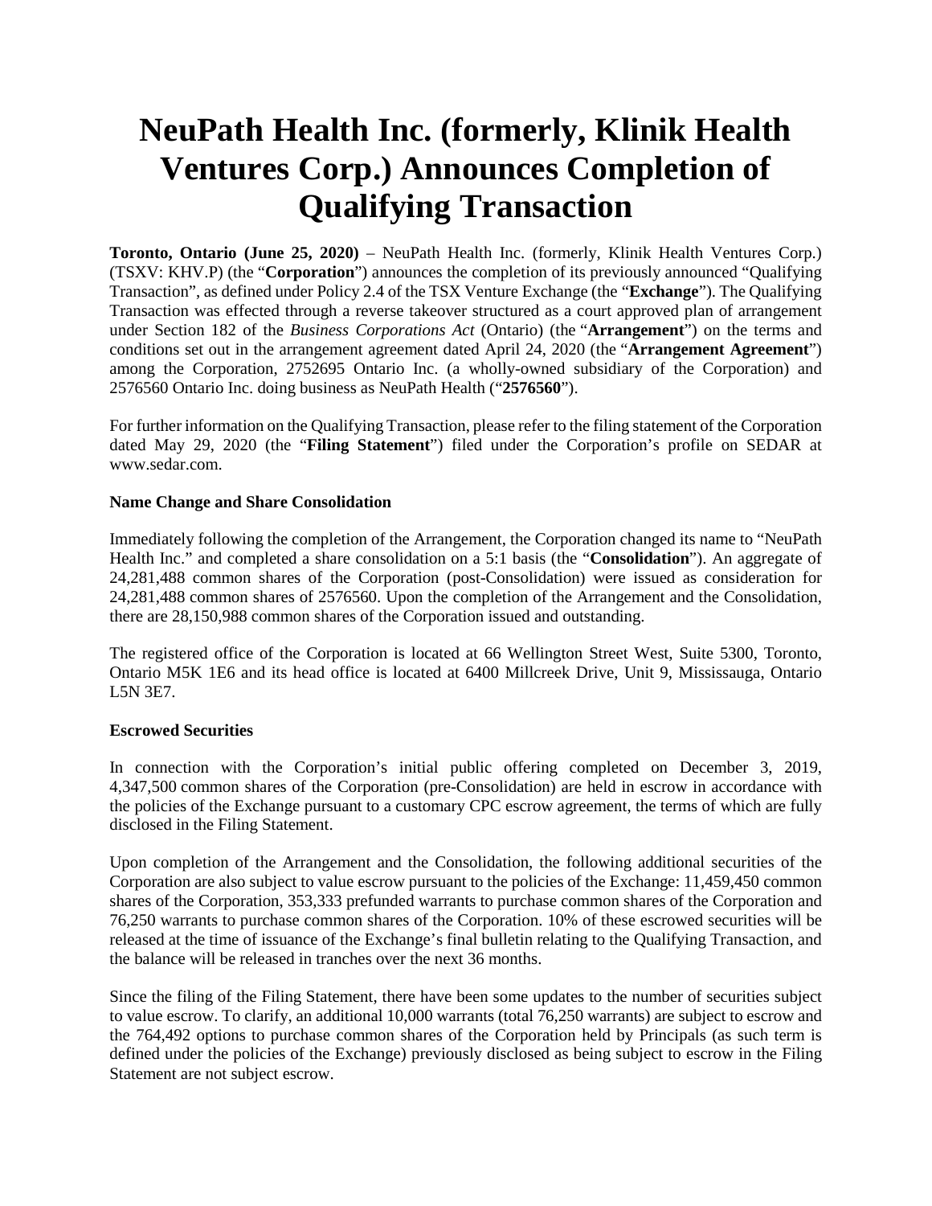# NeuPath Health Inc. (formerly, Klinik Health Ventures Corp.) Announces Completion of Qualifying Transaction

**Toronto, Ontario (June 25, 2020)** – NeuPath Health Inc. (formerly, Klinik Health Ventures Corp.) (TSXV: KHV.P) (the "**Corporation**") announces the completion of its previously announced "Qualifying Transaction", as defined under Policy 2.4 of the TSX Venture Exchange (the "**Exchange**"). The Qualifying Transaction was effected through a reverse takeover structured as a court approved plan of arrangement under Section 182 of the *Business Corporations Act* (Ontario) (the "**Arrangement**") on the terms and conditions set out in the arrangement agreement dated April 24, 2020 (the "**Arrangement Agreement**") among the Corporation, 2752695 Ontario Inc. (a wholly-owned subsidiary of the Corporation) and 2576560 Ontario Inc. doing business as NeuPath Health ("**2576560**").

For further information on the Qualifying Transaction, please refer to the filing statement of the Corporation dated May 29, 2020 (the "**Filing Statement**") filed under the Corporation's profile on SEDAR at www.sedar.com.

**Name Change and Share Consolidation**

Immediately following the completion of the Arrangement, the Corporation changed its name to "NeuPath Health Inc." and completed a share consolidation on a 5:1 basis (the "**Consolidation**"). An aggregate of 24,281,488 common shares of the Corporation (post-Consolidation) were issued as consideration for 24,281,488 common shares of 2576560. Upon the completion of the Arrangement and the Consolidation, there are 28,150,988 common shares of the Corporation issued and outstanding.

The registered office of the Corporation is located at 66 Wellington Street West, Suite 5300, Toronto, Ontario M5K 1E6 and its head office is located at 6400 Millcreek Drive, Unit 9, Mississauga, Ontario L5N 3E7.

**Escrowed Securities**

In connection with the Corporation's initial public offering completed on December 3, 2019, 4,347,500 common shares of the Corporation (pre-Consolidation) are held in escrow in accordance with the policies of the Exchange pursuant to a customary CPC escrow agreement, the terms of which are fully disclosed in the Filing Statement.

Upon completion of the Arrangement and the Consolidation, the following additional securities of the Corporation are also subject to value escrow pursuant to the policies of the Exchange: 11,459,450 common shares of the Corporation, 353,333 prefunded warrants to purchase common shares of the Corporation and 76,250 warrants to purchase common shares of the Corporation. 10% of these escrowed securities will be released at the time of issuance of the Exchange's final bulletin relating to the Qualifying Transaction, and the balance will be released in tranches over the next 36 months.

Since the filing of the Filing Statement, there have been some updates to the number of securities subject to value escrow. To clarify, an additional 10,000 warrants (total 76,250 warrants) are subject to escrow and the 764,492 options to purchase common shares of the Corporation held by Principals (as such term is defined under the policies of the Exchange) previously disclosed as being subject to escrow in the Filing Statement are not subject escrow.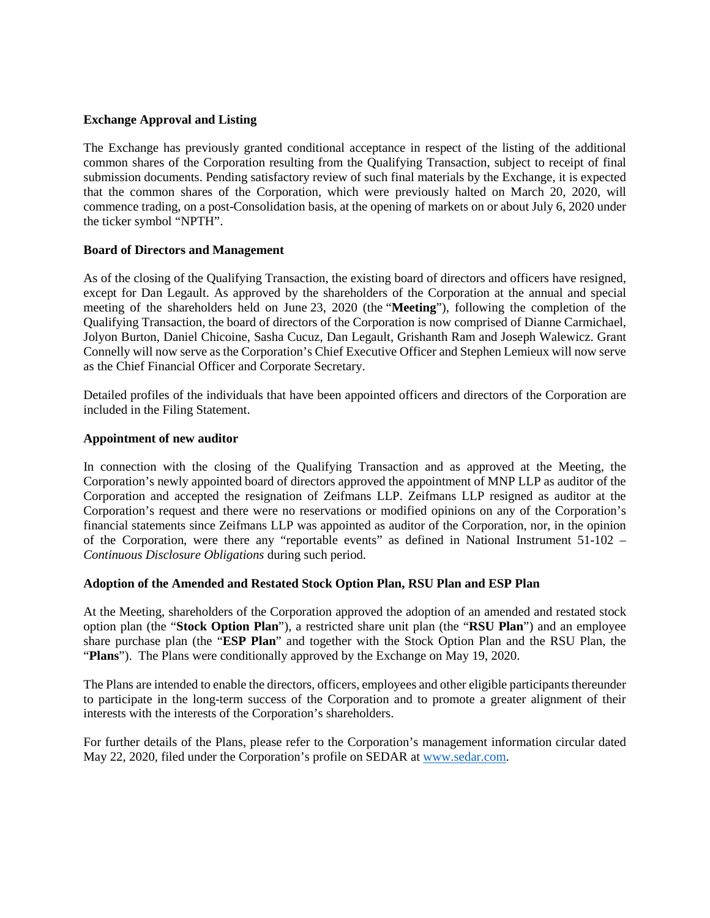**Exchange Approval and Listing**

The Exchange has previously granted conditional acceptance in respect of the listing of the additional common shares of the Corporation resulting from the Qualifying Transaction, subject to receipt of final submission documents. Pending satisfactory review of such final materials by the Exchange, it is expected that the common shares of the Corporation, which were previously halted on March 20, 2020, will commence trading, on a post-Consolidation basis, at the opening of markets on or about July 6, 2020 under the ticker symbol "NPTH".

**Board of Directors and Management**

As of the closing of the Qualifying Transaction, the existing board of directors and officers have resigned, except for Dan Legault. As approved by the shareholders of the Corporation at the annual and special meeting of the shareholders held on June 23, 2020 (the "**Meeting**"), following the completion of the Qualifying Transaction, the board of directors of the Corporation is now comprised of Dianne Carmichael, Jolyon Burton, Daniel Chicoine, Sasha Cucuz, Dan Legault, Grishanth Ram and Joseph Walewicz. Grant Connelly will now serve as the Corporation's Chief Executive Officer and Stephen Lemieux will now serve as the Chief Financial Officer and Corporate Secretary.

Detailed profiles of the individuals that have been appointed officers and directors of the Corporation are included in the Filing Statement.

**Appointment of new auditor**

In connection with the closing of the Qualifying Transaction and as approved at the Meeting, the Corporation's newly appointed board of directors approved the appointment of MNP LLP as auditor of the Corporation and accepted the resignation of Zeifmans LLP. Zeifmans LLP resigned as auditor at the Corporation's request and there were no reservations or modified opinions on any of the Corporation's financial statements since Zeifmans LLP was appointed as auditor of the Corporation, nor, in the opinion of the Corporation, were there any "reportable events" as defined in National Instrument 51-102 – *Continuous Disclosure Obligations* during such period.

**Adoption of the Amended and Restated Stock Option Plan, RSU Plan and ESP Plan**

At the Meeting, shareholders of the Corporation approved the adoption of an amended and restated stock option plan (the "**Stock Option Plan**"), a restricted share unit plan (the "**RSU Plan**") and an employee share purchase plan (the "**ESP Plan**" and together with the Stock Option Plan and the RSU Plan, the "**Plans**"). The Plans were conditionally approved by the Exchange on May 19, 2020.

The Plans are intended to enable the directors, officers, employees and other eligible participants thereunder to participate in the long-term success of the Corporation and to promote a greater alignment of their interests with the interests of the Corporation's shareholders.

For further details of the Plans, please refer to the Corporation's management information circular dated May 22, 2020, filed under the Corporation's profile on SEDAR at www.sedar.com.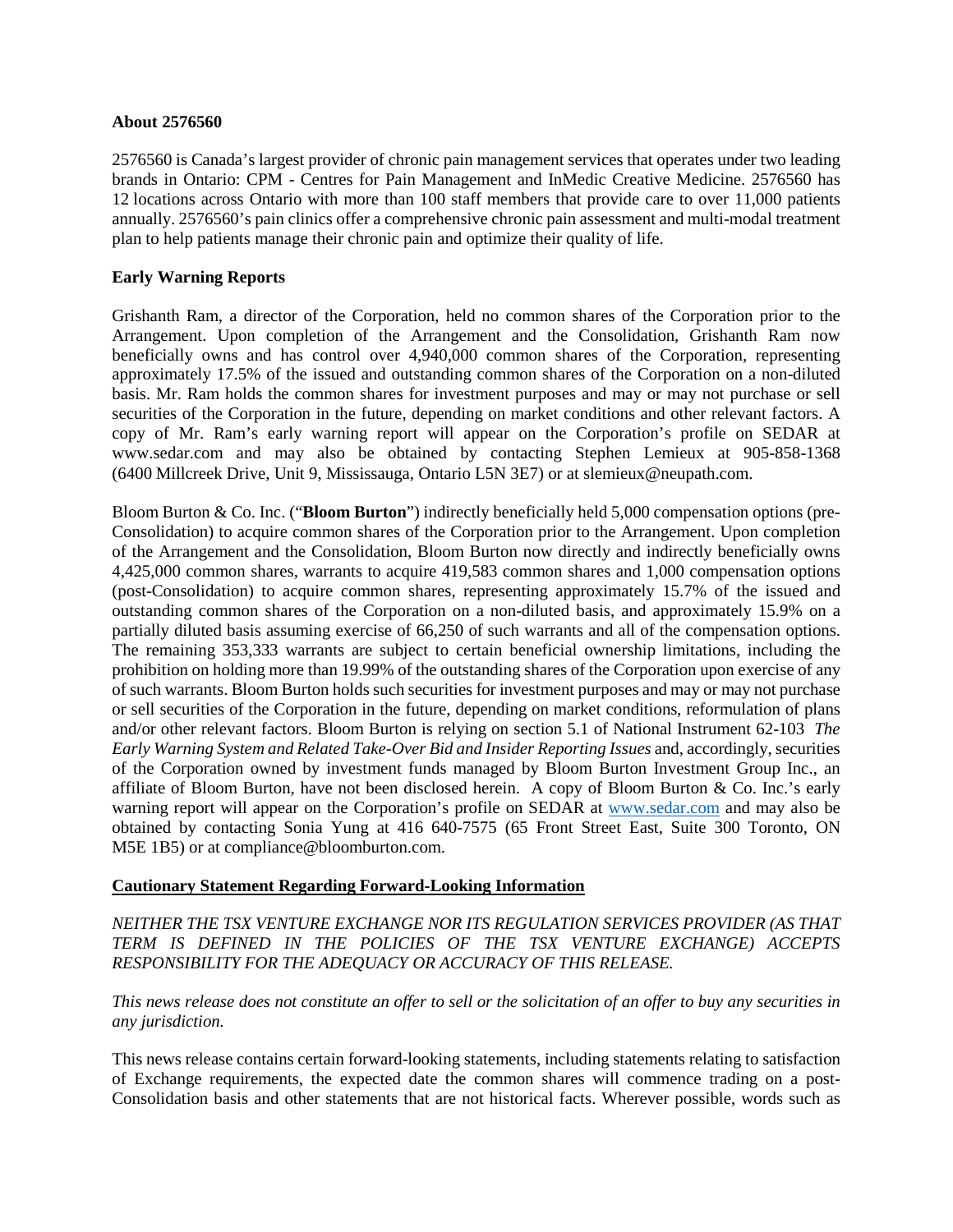**About 2576560**

2576560 is Canada's largest provider of chronic pain management services that operates under two leading brands in Ontario: CPM - Centres for Pain Management and InMedic Creative Medicine. 2576560 has 12 locations across Ontario with more than 100 staff members that provide care to over 11,000 patients annually. 2576560's pain clinics offer a comprehensive chronic pain assessment and multi-modal treatment plan to help patients manage their chronic pain and optimize their quality of life.

**Early Warning Reports**

Grishanth Ram, a director of the Corporation, held no common shares of the Corporation prior to the Arrangement. Upon completion of the Arrangement and the Consolidation, Grishanth Ram now beneficially owns and has control over 4,940,000 common shares of the Corporation, representing approximately 17.5% of the issued and outstanding common shares of the Corporation on a non-diluted basis. Mr. Ram holds the common shares for investment purposes and may or may not purchase or sell securities of the Corporation in the future, depending on market conditions and other relevant factors. A copy of Mr. Ram's early warning report will appear on the Corporation's profile on SEDAR at www.sedar.com and may also be obtained by contacting Stephen Lemieux at 905-858-1368 (6400 Millcreek Drive, Unit 9, Mississauga, Ontario L5N 3E7) or at slemieux@neupath.com.

Bloom Burton & Co. Inc. ("**Bloom Burton**") indirectly beneficially held 5,000 compensation options (pre-Consolidation) to acquire common shares of the Corporation prior to the Arrangement. Upon completion of the Arrangement and the Consolidation, Bloom Burton now directly and indirectly beneficially owns 4,425,000 common shares, warrants to acquire 419,583 common shares and 1,000 compensation options (post-Consolidation) to acquire common shares, representing approximately 15.7% of the issued and outstanding common shares of the Corporation on a non-diluted basis, and approximately 15.9% on a partially diluted basis assuming exercise of 66,250 of such warrants and all of the compensation options. The remaining 353,333 warrants are subject to certain beneficial ownership limitations, including the prohibition on holding more than 19.99% of the outstanding shares of the Corporation upon exercise of any of such warrants. Bloom Burton holds such securities for investment purposes and may or may not purchase or sell securities of the Corporation in the future, depending on market conditions, reformulation of plans and/or other relevant factors. Bloom Burton is relying on section 5.1 of National Instrument 62-103 *The Early Warning System and Related Take-Over Bid and Insider Reporting Issues* and, accordingly, securities of the Corporation owned by investment funds managed by Bloom Burton Investment Group Inc., an affiliate of Bloom Burton, have not been disclosed herein. A copy of Bloom Burton & Co. Inc.'s early warning report will appear on the Corporation's profile on SEDAR at www.sedar.com and may also be obtained by contacting Sonia Yung at 416 640-7575 (65 Front Street East, Suite 300 Toronto, ON M5E 1B5) or at compliance@bloomburton.com.

**Cautionary Statement Regarding Forward-Looking Information**

*NEITHER THE TSX VENTURE EXCHANGE NOR ITS REGULATION SERVICES PROVIDER (AS THAT TERM IS DEFINED IN THE POLICIES OF THE TSX VENTURE EXCHANGE) ACCEPTS RESPONSIBILITY FOR THE ADEQUACY OR ACCURACY OF THIS RELEASE.*

*This news release does not constitute an offer to sell or the solicitation of an offer to buy any securities in any jurisdiction.*

This news release contains certain forward-looking statements, including statements relating to satisfaction of Exchange requirements, the expected date the common shares will commence trading on a post-Consolidation basis and other statements that are not historical facts. Wherever possible, words such as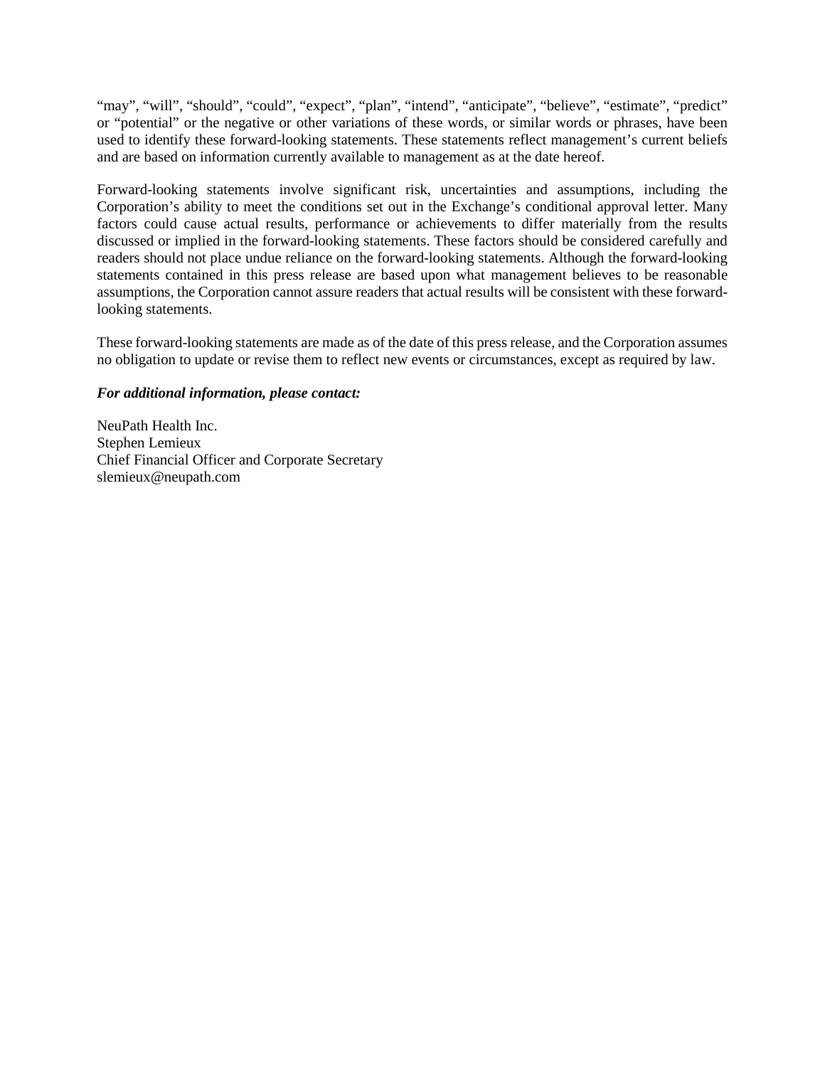"may", "will", "should", "could", "expect", "plan", "intend", "anticipate", "believe", "estimate", "predict" or "potential" or the negative or other variations of these words, or similar words or phrases, have been used to identify these forward-looking statements. These statements reflect management's current beliefs and are based on information currently available to management as at the date hereof.

Forward-looking statements involve significant risk, uncertainties and assumptions, including the Corporation's ability to meet the conditions set out in the Exchange's conditional approval letter. Many factors could cause actual results, performance or achievements to differ materially from the results discussed or implied in the forward-looking statements. These factors should be considered carefully and readers should not place undue reliance on the forward-looking statements. Although the forward-looking statements contained in this press release are based upon what management believes to be reasonable assumptions, the Corporation cannot assure readers that actual results will be consistent with these forward-looking statements.

These forward-looking statements are made as of the date of this press release, and the Corporation assumes no obligation to update or revise them to reflect new events or circumstances, except as required by law.

***For additional information, please contact:***

NeuPath Health Inc.
Stephen Lemieux
Chief Financial Officer and Corporate Secretary
slemieux@neupath.com